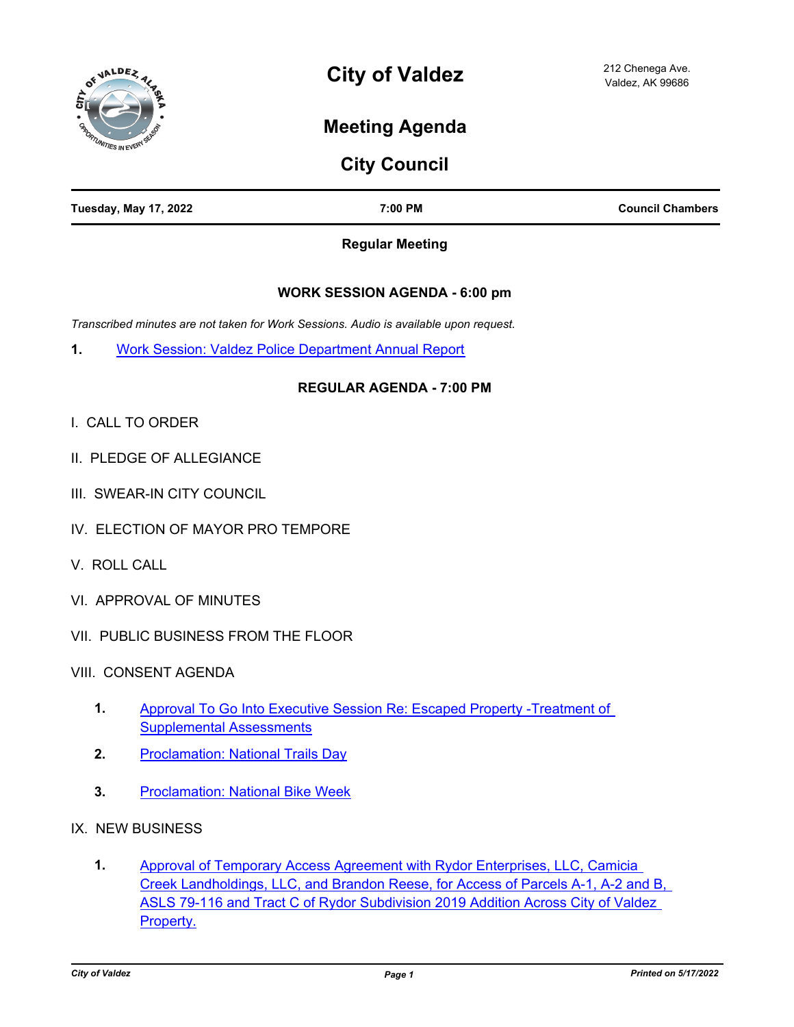# City of Valdez

212 Chenega Ave.
Valdez, AK 99686

## Meeting Agenda

## City Council

**Tuesday, May 17, 2022** | **7:00 PM** | **Council Chambers**

**Regular Meeting**

### WORK SESSION AGENDA - 6:00 pm

*Transcribed minutes are not taken for Work Sessions. Audio is available upon request.*

**1.** Work Session: Valdez Police Department Annual Report

### REGULAR AGENDA - 7:00 PM

I. CALL TO ORDER

II. PLEDGE OF ALLEGIANCE

III. SWEAR-IN CITY COUNCIL

IV. ELECTION OF MAYOR PRO TEMPORE

V. ROLL CALL

VI. APPROVAL OF MINUTES

VII. PUBLIC BUSINESS FROM THE FLOOR

VIII. CONSENT AGENDA

**1.** Approval To Go Into Executive Session Re: Escaped Property -Treatment of Supplemental Assessments

**2.** Proclamation: National Trails Day

**3.** Proclamation: National Bike Week

IX. NEW BUSINESS

**1.** Approval of Temporary Access Agreement with Rydor Enterprises, LLC, Camicia Creek Landholdings, LLC, and Brandon Reese, for Access of Parcels A-1, A-2 and B, ASLS 79-116 and Tract C of Rydor Subdivision 2019 Addition Across City of Valdez Property.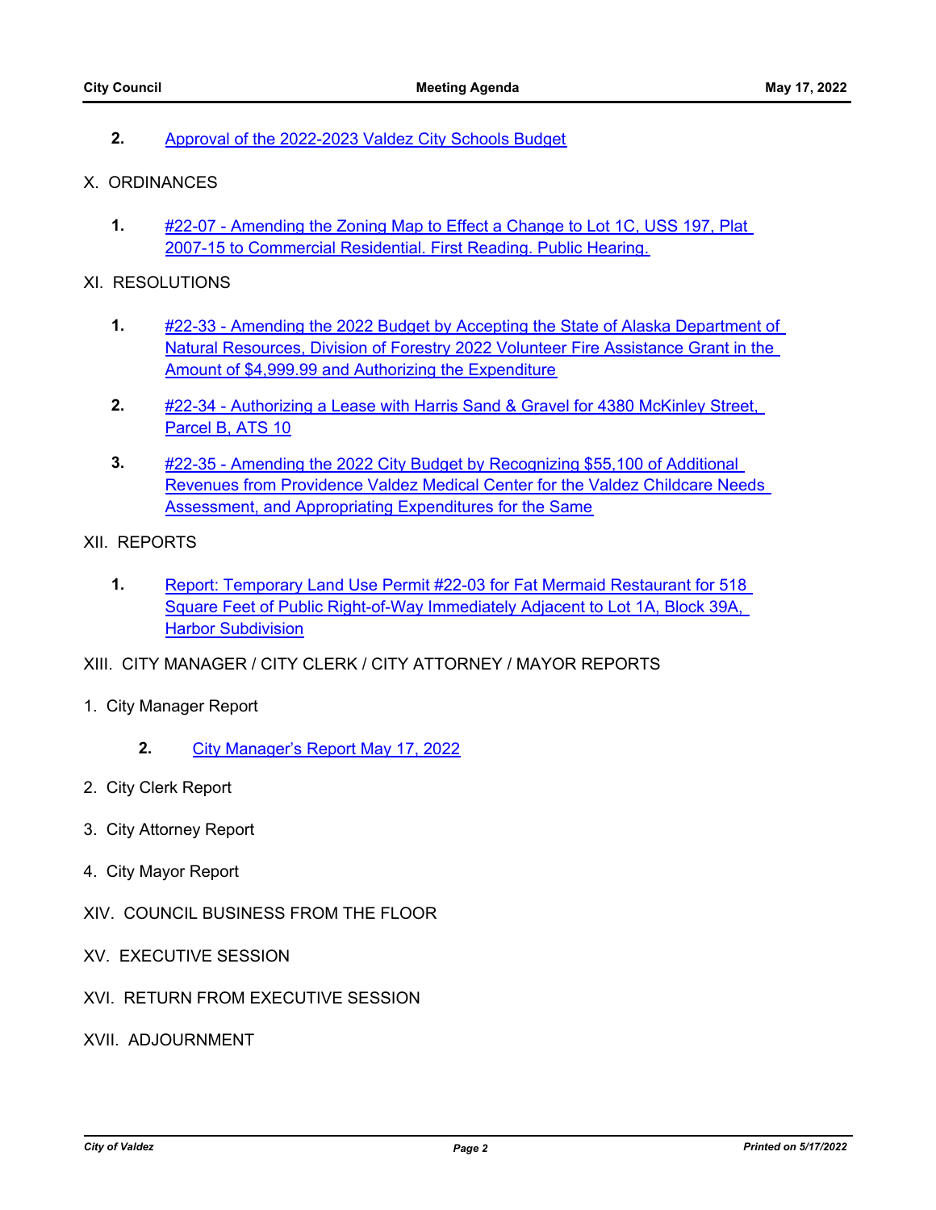2. Approval of the 2022-2023 Valdez City Schools Budget

## X. ORDINANCES

1. #22-07 - Amending the Zoning Map to Effect a Change to Lot 1C, USS 197, Plat 2007-15 to Commercial Residential. First Reading. Public Hearing.

## XI. RESOLUTIONS

1. #22-33 - Amending the 2022 Budget by Accepting the State of Alaska Department of Natural Resources, Division of Forestry 2022 Volunteer Fire Assistance Grant in the Amount of $4,999.99 and Authorizing the Expenditure

2. #22-34 - Authorizing a Lease with Harris Sand & Gravel for 4380 McKinley Street, Parcel B, ATS 10

3. #22-35 - Amending the 2022 City Budget by Recognizing $55,100 of Additional Revenues from Providence Valdez Medical Center for the Valdez Childcare Needs Assessment, and Appropriating Expenditures for the Same

## XII. REPORTS

1. Report: Temporary Land Use Permit #22-03 for Fat Mermaid Restaurant for 518 Square Feet of Public Right-of-Way Immediately Adjacent to Lot 1A, Block 39A, Harbor Subdivision

## XIII. CITY MANAGER / CITY CLERK / CITY ATTORNEY / MAYOR REPORTS

1. City Manager Report

   2. City Manager’s Report May 17, 2022

2. City Clerk Report

3. City Attorney Report

4. City Mayor Report

## XIV. COUNCIL BUSINESS FROM THE FLOOR

## XV. EXECUTIVE SESSION

## XVI. RETURN FROM EXECUTIVE SESSION

## XVII. ADJOURNMENT